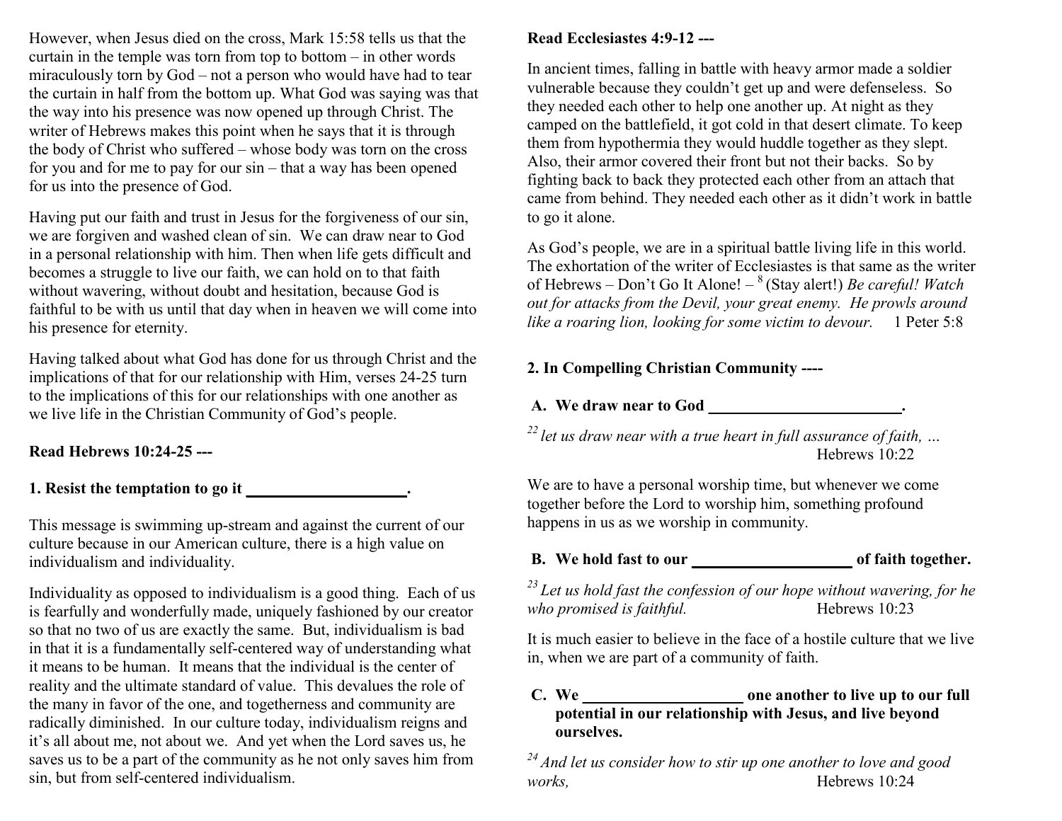However, when Jesus died on the cross, Mark 15:58 tells us that the curtain in the temple was torn from top to bottom – in other words miraculously torn by God – not a person who would have had to tear the curtain in half from the bottom up. What God was saying was that the way into his presence was now opened up through Christ. The writer of Hebrews makes this point when he says that it is through the body of Christ who suffered – whose body was torn on the cross for you and for me to pay for our sin – that a way has been opened for us into the presence of God.

Having put our faith and trust in Jesus for the forgiveness of our sin, we are forgiven and washed clean of sin. We can draw near to God in a personal relationship with him. Then when life gets difficult and becomes a struggle to live our faith, we can hold on to that faith without wavering, without doubt and hesitation, because God is faithful to be with us until that day when in heaven we will come into his presence for eternity.

Having talked about what God has done for us through Christ and the implications of that for our relationship with Him, verses 24-25 turn to the implications of this for our relationships with one another as we live life in the Christian Community of God's people.

**Read Hebrews 10:24-25 ---**

**1. Resist the temptation to go it ____________________.**

This message is swimming up-stream and against the current of our culture because in our American culture, there is a high value on individualism and individuality.

Individuality as opposed to individualism is a good thing. Each of us is fearfully and wonderfully made, uniquely fashioned by our creator so that no two of us are exactly the same. But, individualism is bad in that it is a fundamentally self-centered way of understanding what it means to be human. It means that the individual is the center of reality and the ultimate standard of value. This devalues the role of the many in favor of the one, and togetherness and community are radically diminished. In our culture today, individualism reigns and it's all about me, not about we. And yet when the Lord saves us, he saves us to be a part of the community as he not only saves him from sin, but from self-centered individualism.

**Read Ecclesiastes 4:9-12 ---**

In ancient times, falling in battle with heavy armor made a soldier vulnerable because they couldn't get up and were defenseless. So they needed each other to help one another up. At night as they camped on the battlefield, it got cold in that desert climate. To keep them from hypothermia they would huddle together as they slept. Also, their armor covered their front but not their backs. So by fighting back to back they protected each other from an attach that came from behind. They needed each other as it didn't work in battle to go it alone.

As God's people, we are in a spiritual battle living life in this world. The exhortation of the writer of Ecclesiastes is that same as the writer of Hebrews – Don't Go It Alone! – [8] (Stay alert!) *Be careful! Watch out for attacks from the Devil, your great enemy. He prowls around like a roaring lion, looking for some victim to devour.* 1 Peter 5:8

**2. In Compelling Christian Community ----**

**A. We draw near to God ________________________.**

*[22] let us draw near with a true heart in full assurance of faith, …* Hebrews 10:22

We are to have a personal worship time, but whenever we come together before the Lord to worship him, something profound happens in us as we worship in community.

**B. We hold fast to our ____________________ of faith together.**

*[23] Let us hold fast the confession of our hope without wavering, for he who promised is faithful.* Hebrews 10:23

It is much easier to believe in the face of a hostile culture that we live in, when we are part of a community of faith.

**C. We ____________________ one another to live up to our full potential in our relationship with Jesus, and live beyond ourselves.**

*[24] And let us consider how to stir up one another to love and good works,* Hebrews 10:24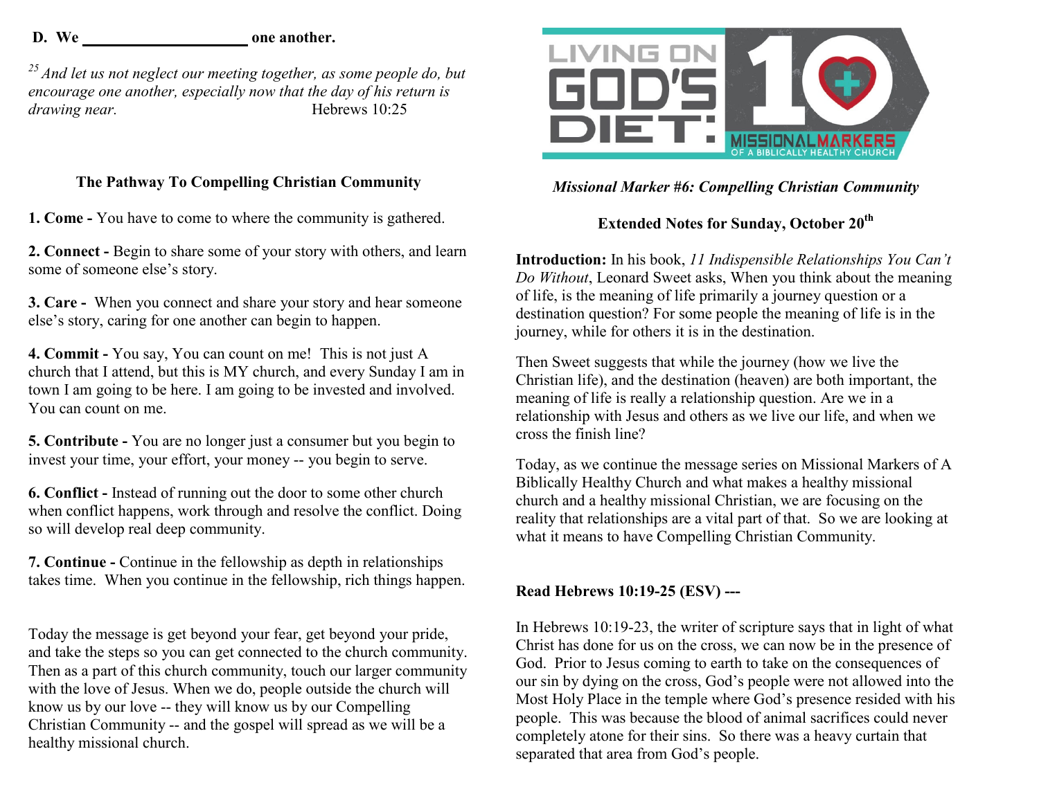**D. We \_\_\_\_\_\_\_\_\_\_\_\_\_\_\_\_\_\_\_\_ one another.**

[25] *And let us not neglect our meeting together, as some people do, but encourage one another, especially now that the day of his return is drawing near.* Hebrews 10:25

### The Pathway To Compelling Christian Community

**1. Come -** You have to come to where the community is gathered.

**2. Connect -** Begin to share some of your story with others, and learn some of someone else's story.

**3. Care -** When you connect and share your story and hear someone else's story, caring for one another can begin to happen.

**4. Commit -** You say, You can count on me! This is not just A church that I attend, but this is MY church, and every Sunday I am in town I am going to be here. I am going to be invested and involved. You can count on me.

**5. Contribute -** You are no longer just a consumer but you begin to invest your time, your effort, your money -- you begin to serve.

**6. Conflict -** Instead of running out the door to some other church when conflict happens, work through and resolve the conflict. Doing so will develop real deep community.

**7. Continue -** Continue in the fellowship as depth in relationships takes time. When you continue in the fellowship, rich things happen.

Today the message is get beyond your fear, get beyond your pride, and take the steps so you can get connected to the church community. Then as a part of this church community, touch our larger community with the love of Jesus. When we do, people outside the church will know us by our love -- they will know us by our Compelling Christian Community -- and the gospel will spread as we will be a healthy missional church.

LIVING ON GOD'S DIET: 10 MISSIONAL MARKERS OF A BIBLICALLY HEALTHY CHURCH

***Missional Marker #6: Compelling Christian Community***

**Extended Notes for Sunday, October 20th**

**Introduction:** In his book, *11 Indispensible Relationships You Can't Do Without*, Leonard Sweet asks, When you think about the meaning of life, is the meaning of life primarily a journey question or a destination question? For some people the meaning of life is in the journey, while for others it is in the destination.

Then Sweet suggests that while the journey (how we live the Christian life), and the destination (heaven) are both important, the meaning of life is really a relationship question. Are we in a relationship with Jesus and others as we live our life, and when we cross the finish line?

Today, as we continue the message series on Missional Markers of A Biblically Healthy Church and what makes a healthy missional church and a healthy missional Christian, we are focusing on the reality that relationships are a vital part of that. So we are looking at what it means to have Compelling Christian Community.

**Read Hebrews 10:19-25 (ESV) ---**

In Hebrews 10:19-23, the writer of scripture says that in light of what Christ has done for us on the cross, we can now be in the presence of God. Prior to Jesus coming to earth to take on the consequences of our sin by dying on the cross, God's people were not allowed into the Most Holy Place in the temple where God's presence resided with his people. This was because the blood of animal sacrifices could never completely atone for their sins. So there was a heavy curtain that separated that area from God's people.